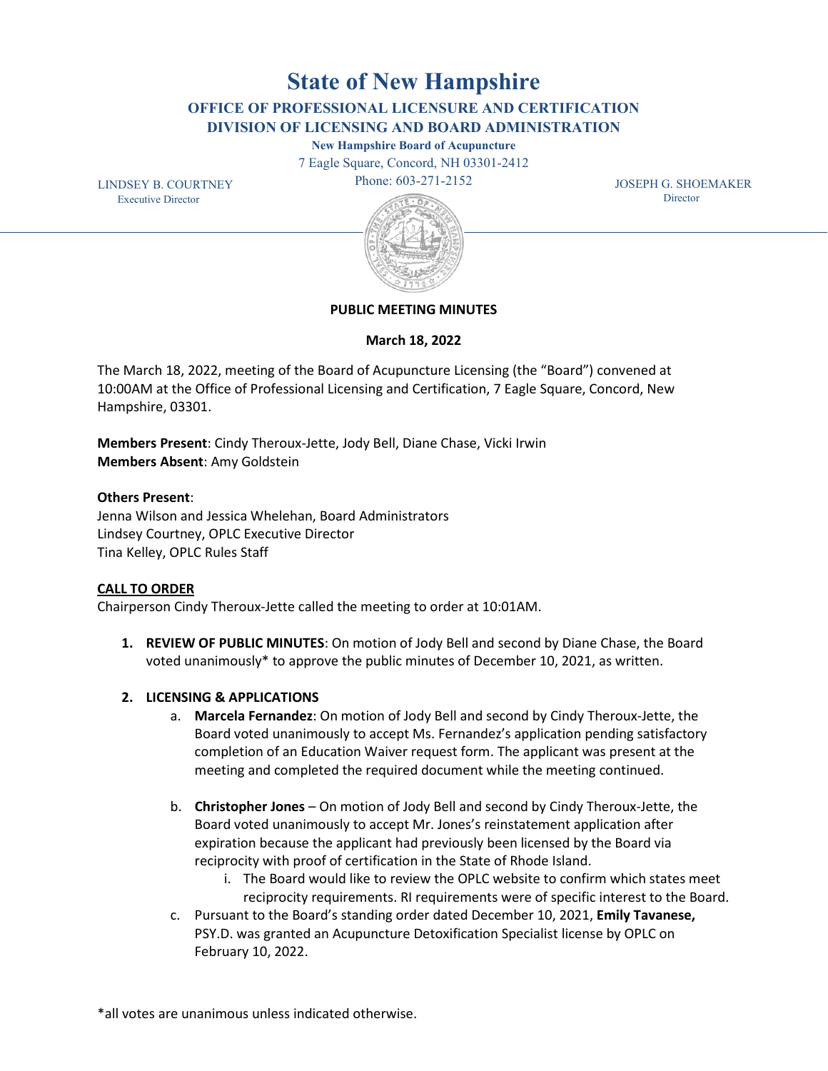# State of New Hampshire

## OFFICE OF PROFESSIONAL LICENSURE AND CERTIFICATION
## DIVISION OF LICENSING AND BOARD ADMINISTRATION

**New Hampshire Board of Acupuncture**
7 Eagle Square, Concord, NH 03301-2412
Phone: 603-271-2152

LINDSEY B. COURTNEY
Executive Director

JOSEPH G. SHOEMAKER
Director

**PUBLIC MEETING MINUTES**

**March 18, 2022**

The March 18, 2022, meeting of the Board of Acupuncture Licensing (the "Board") convened at 10:00AM at the Office of Professional Licensing and Certification, 7 Eagle Square, Concord, New Hampshire, 03301.

**Members Present**: Cindy Theroux-Jette, Jody Bell, Diane Chase, Vicki Irwin
**Members Absent**: Amy Goldstein

**Others Present**:
Jenna Wilson and Jessica Whelehan, Board Administrators
Lindsey Courtney, OPLC Executive Director
Tina Kelley, OPLC Rules Staff

**CALL TO ORDER**
Chairperson Cindy Theroux-Jette called the meeting to order at 10:01AM.

1. **REVIEW OF PUBLIC MINUTES**: On motion of Jody Bell and second by Diane Chase, the Board voted unanimously* to approve the public minutes of December 10, 2021, as written.

2. **LICENSING & APPLICATIONS**
   a. **Marcela Fernandez**: On motion of Jody Bell and second by Cindy Theroux-Jette, the Board voted unanimously to accept Ms. Fernandez's application pending satisfactory completion of an Education Waiver request form. The applicant was present at the meeting and completed the required document while the meeting continued.

   b. **Christopher Jones** – On motion of Jody Bell and second by Cindy Theroux-Jette, the Board voted unanimously to accept Mr. Jones's reinstatement application after expiration because the applicant had previously been licensed by the Board via reciprocity with proof of certification in the State of Rhode Island.
      i. The Board would like to review the OPLC website to confirm which states meet reciprocity requirements. RI requirements were of specific interest to the Board.

   c. Pursuant to the Board's standing order dated December 10, 2021, **Emily Tavanese,** PSY.D. was granted an Acupuncture Detoxification Specialist license by OPLC on February 10, 2022.

*all votes are unanimous unless indicated otherwise.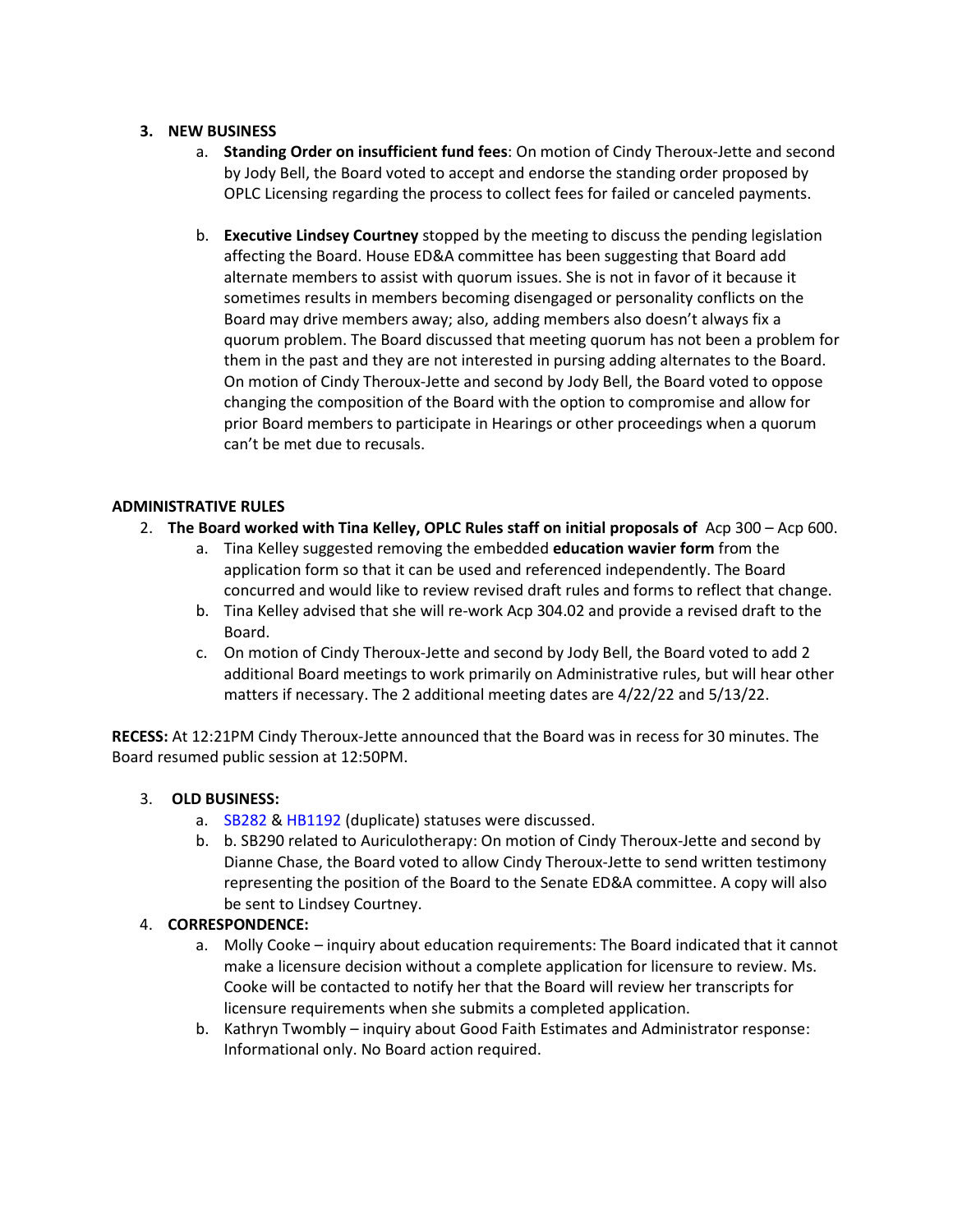3. **NEW BUSINESS**
    a. **Standing Order on insufficient fund fees**: On motion of Cindy Theroux-Jette and second by Jody Bell, the Board voted to accept and endorse the standing order proposed by OPLC Licensing regarding the process to collect fees for failed or canceled payments.

    b. **Executive Lindsey Courtney** stopped by the meeting to discuss the pending legislation affecting the Board. House ED&A committee has been suggesting that Board add alternate members to assist with quorum issues. She is not in favor of it because it sometimes results in members becoming disengaged or personality conflicts on the Board may drive members away; also, adding members also doesn't always fix a quorum problem. The Board discussed that meeting quorum has not been a problem for them in the past and they are not interested in pursing adding alternates to the Board. On motion of Cindy Theroux-Jette and second by Jody Bell, the Board voted to oppose changing the composition of the Board with the option to compromise and allow for prior Board members to participate in Hearings or other proceedings when a quorum can't be met due to recusals.

**ADMINISTRATIVE RULES**

2. **The Board worked with Tina Kelley, OPLC Rules staff on initial proposals of** Acp 300 – Acp 600.
    a. Tina Kelley suggested removing the embedded **education wavier form** from the application form so that it can be used and referenced independently. The Board concurred and would like to review revised draft rules and forms to reflect that change.
    b. Tina Kelley advised that she will re-work Acp 304.02 and provide a revised draft to the Board.
    c. On motion of Cindy Theroux-Jette and second by Jody Bell, the Board voted to add 2 additional Board meetings to work primarily on Administrative rules, but will hear other matters if necessary. The 2 additional meeting dates are 4/22/22 and 5/13/22.

**RECESS:** At 12:21PM Cindy Theroux-Jette announced that the Board was in recess for 30 minutes. The Board resumed public session at 12:50PM.

3. **OLD BUSINESS:**
    a. SB282 & HB1192 (duplicate) statuses were discussed.
    b. b. SB290 related to Auriculotherapy: On motion of Cindy Theroux-Jette and second by Dianne Chase, the Board voted to allow Cindy Theroux-Jette to send written testimony representing the position of the Board to the Senate ED&A committee. A copy will also be sent to Lindsey Courtney.

4. **CORRESPONDENCE:**
    a. Molly Cooke – inquiry about education requirements: The Board indicated that it cannot make a licensure decision without a complete application for licensure to review. Ms. Cooke will be contacted to notify her that the Board will review her transcripts for licensure requirements when she submits a completed application.
    b. Kathryn Twombly – inquiry about Good Faith Estimates and Administrator response: Informational only. No Board action required.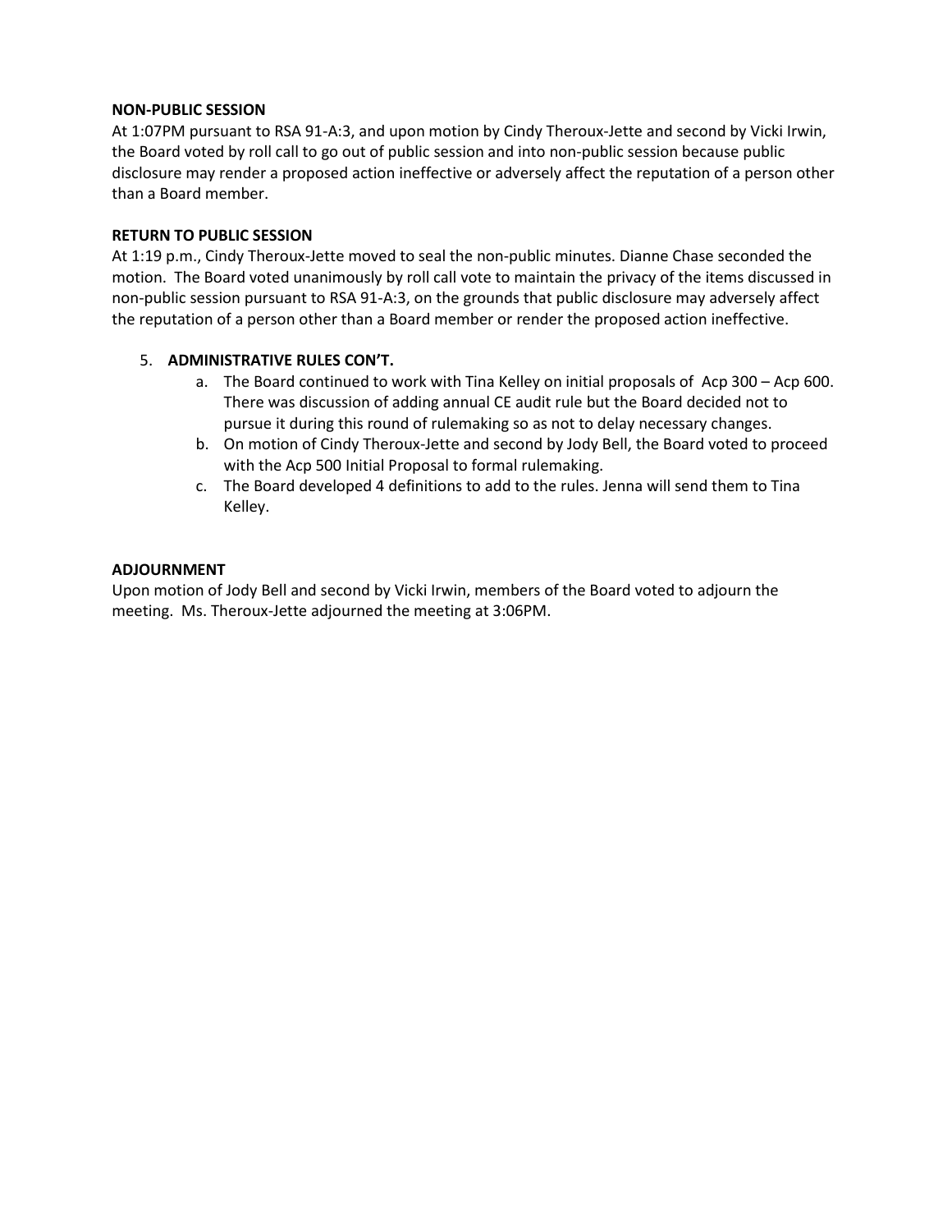**NON-PUBLIC SESSION**

At 1:07PM pursuant to RSA 91-A:3, and upon motion by Cindy Theroux-Jette and second by Vicki Irwin, the Board voted by roll call to go out of public session and into non-public session because public disclosure may render a proposed action ineffective or adversely affect the reputation of a person other than a Board member.

**RETURN TO PUBLIC SESSION**

At 1:19 p.m., Cindy Theroux-Jette moved to seal the non-public minutes. Dianne Chase seconded the motion. The Board voted unanimously by roll call vote to maintain the privacy of the items discussed in non-public session pursuant to RSA 91-A:3, on the grounds that public disclosure may adversely affect the reputation of a person other than a Board member or render the proposed action ineffective.

5. **ADMINISTRATIVE RULES CON'T.**
    a. The Board continued to work with Tina Kelley on initial proposals of Acp 300 – Acp 600. There was discussion of adding annual CE audit rule but the Board decided not to pursue it during this round of rulemaking so as not to delay necessary changes.
    b. On motion of Cindy Theroux-Jette and second by Jody Bell, the Board voted to proceed with the Acp 500 Initial Proposal to formal rulemaking.
    c. The Board developed 4 definitions to add to the rules. Jenna will send them to Tina Kelley.

**ADJOURNMENT**

Upon motion of Jody Bell and second by Vicki Irwin, members of the Board voted to adjourn the meeting. Ms. Theroux-Jette adjourned the meeting at 3:06PM.